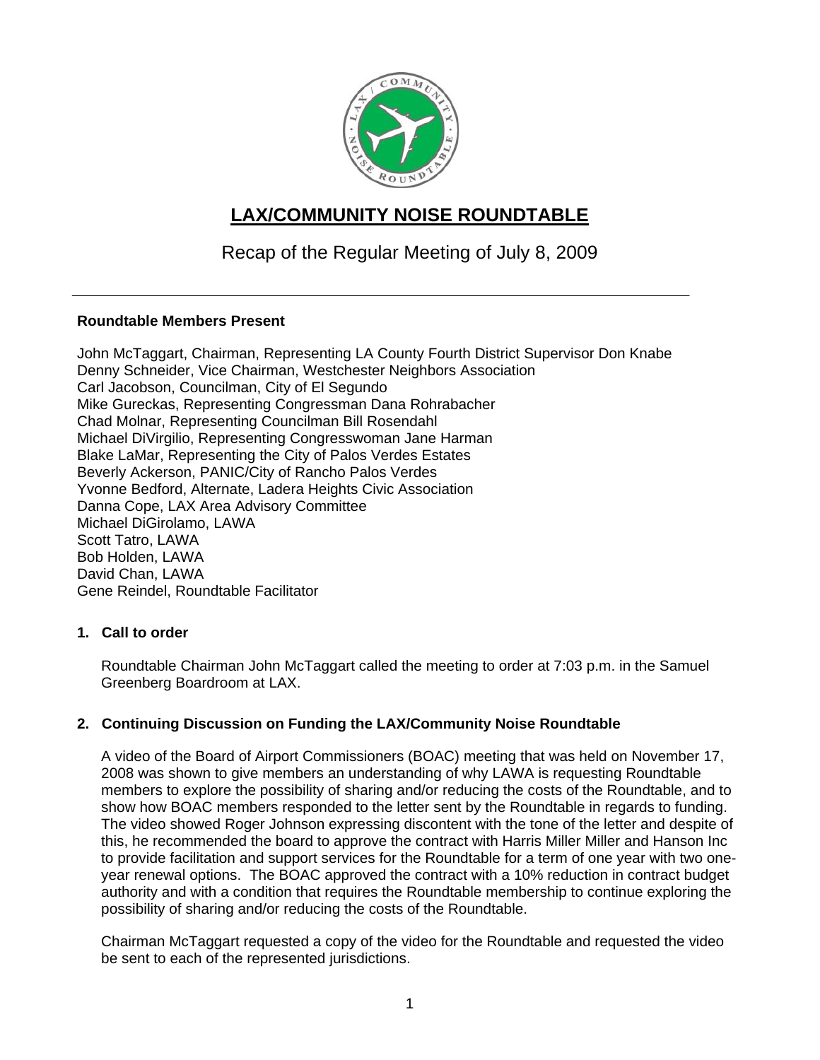# LAX/COMMUNITY NOISE ROUNDTABLE

## Recap of the Regular Meeting of July 8, 2009

---

**Roundtable Members Present**

John McTaggart, Chairman, Representing LA County Fourth District Supervisor Don Knabe
Denny Schneider, Vice Chairman, Westchester Neighbors Association
Carl Jacobson, Councilman, City of El Segundo
Mike Gureckas, Representing Congressman Dana Rohrabacher
Chad Molnar, Representing Councilman Bill Rosendahl
Michael DiVirgilio, Representing Congresswoman Jane Harman
Blake LaMar, Representing the City of Palos Verdes Estates
Beverly Ackerson, PANIC/City of Rancho Palos Verdes
Yvonne Bedford, Alternate, Ladera Heights Civic Association
Danna Cope, LAX Area Advisory Committee
Michael DiGirolamo, LAWA
Scott Tatro, LAWA
Bob Holden, LAWA
David Chan, LAWA
Gene Reindel, Roundtable Facilitator

**1. Call to order**

Roundtable Chairman John McTaggart called the meeting to order at 7:03 p.m. in the Samuel Greenberg Boardroom at LAX.

**2. Continuing Discussion on Funding the LAX/Community Noise Roundtable**

A video of the Board of Airport Commissioners (BOAC) meeting that was held on November 17, 2008 was shown to give members an understanding of why LAWA is requesting Roundtable members to explore the possibility of sharing and/or reducing the costs of the Roundtable, and to show how BOAC members responded to the letter sent by the Roundtable in regards to funding. The video showed Roger Johnson expressing discontent with the tone of the letter and despite of this, he recommended the board to approve the contract with Harris Miller Miller and Hanson Inc to provide facilitation and support services for the Roundtable for a term of one year with two one-year renewal options. The BOAC approved the contract with a 10% reduction in contract budget authority and with a condition that requires the Roundtable membership to continue exploring the possibility of sharing and/or reducing the costs of the Roundtable.

Chairman McTaggart requested a copy of the video for the Roundtable and requested the video be sent to each of the represented jurisdictions.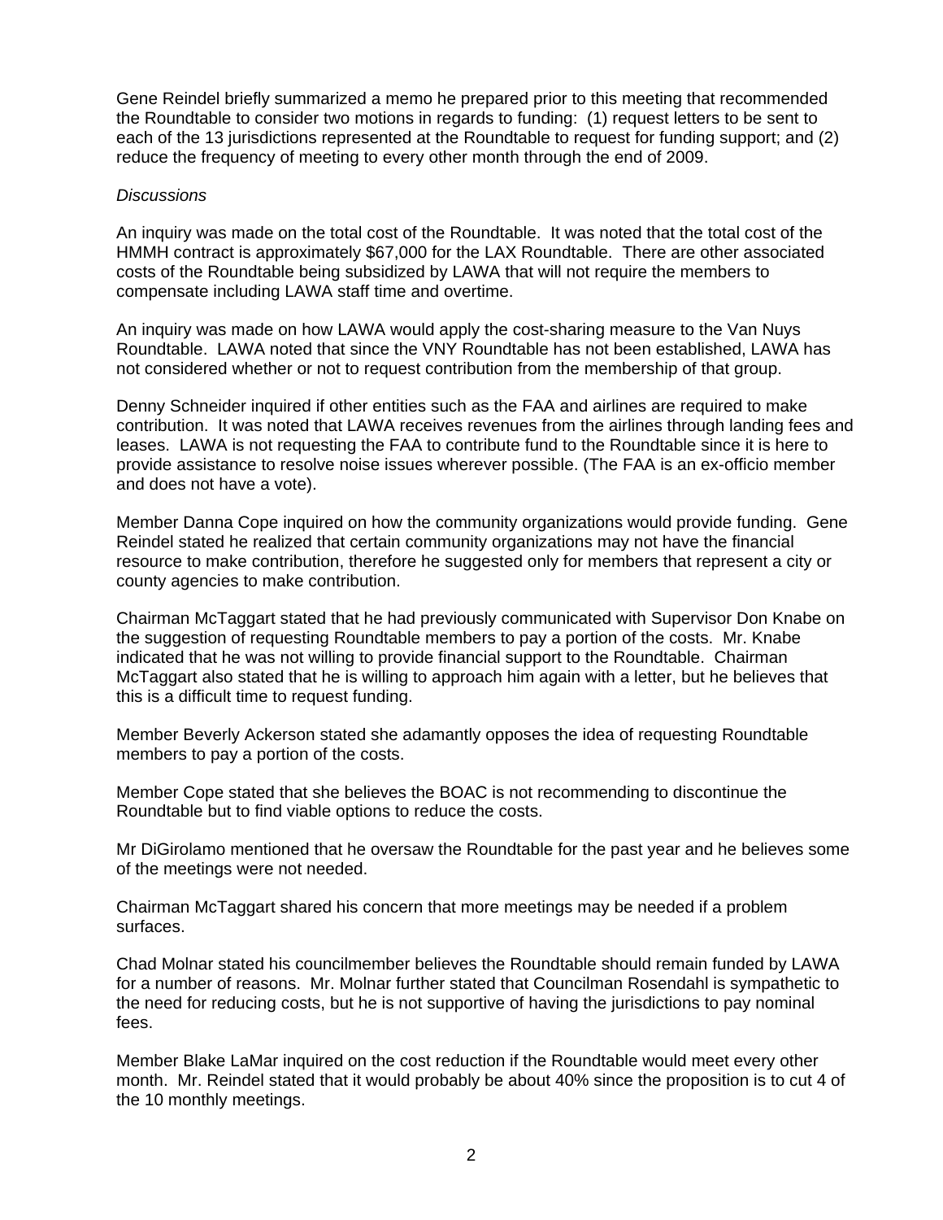Gene Reindel briefly summarized a memo he prepared prior to this meeting that recommended the Roundtable to consider two motions in regards to funding: (1) request letters to be sent to each of the 13 jurisdictions represented at the Roundtable to request for funding support; and (2) reduce the frequency of meeting to every other month through the end of 2009.

*Discussions*

An inquiry was made on the total cost of the Roundtable. It was noted that the total cost of the HMMH contract is approximately $67,000 for the LAX Roundtable. There are other associated costs of the Roundtable being subsidized by LAWA that will not require the members to compensate including LAWA staff time and overtime.

An inquiry was made on how LAWA would apply the cost-sharing measure to the Van Nuys Roundtable. LAWA noted that since the VNY Roundtable has not been established, LAWA has not considered whether or not to request contribution from the membership of that group.

Denny Schneider inquired if other entities such as the FAA and airlines are required to make contribution. It was noted that LAWA receives revenues from the airlines through landing fees and leases. LAWA is not requesting the FAA to contribute fund to the Roundtable since it is here to provide assistance to resolve noise issues wherever possible. (The FAA is an ex-officio member and does not have a vote).

Member Danna Cope inquired on how the community organizations would provide funding. Gene Reindel stated he realized that certain community organizations may not have the financial resource to make contribution, therefore he suggested only for members that represent a city or county agencies to make contribution.

Chairman McTaggart stated that he had previously communicated with Supervisor Don Knabe on the suggestion of requesting Roundtable members to pay a portion of the costs. Mr. Knabe indicated that he was not willing to provide financial support to the Roundtable. Chairman McTaggart also stated that he is willing to approach him again with a letter, but he believes that this is a difficult time to request funding.

Member Beverly Ackerson stated she adamantly opposes the idea of requesting Roundtable members to pay a portion of the costs.

Member Cope stated that she believes the BOAC is not recommending to discontinue the Roundtable but to find viable options to reduce the costs.

Mr DiGirolamo mentioned that he oversaw the Roundtable for the past year and he believes some of the meetings were not needed.

Chairman McTaggart shared his concern that more meetings may be needed if a problem surfaces.

Chad Molnar stated his councilmember believes the Roundtable should remain funded by LAWA for a number of reasons. Mr. Molnar further stated that Councilman Rosendahl is sympathetic to the need for reducing costs, but he is not supportive of having the jurisdictions to pay nominal fees.

Member Blake LaMar inquired on the cost reduction if the Roundtable would meet every other month. Mr. Reindel stated that it would probably be about 40% since the proposition is to cut 4 of the 10 monthly meetings.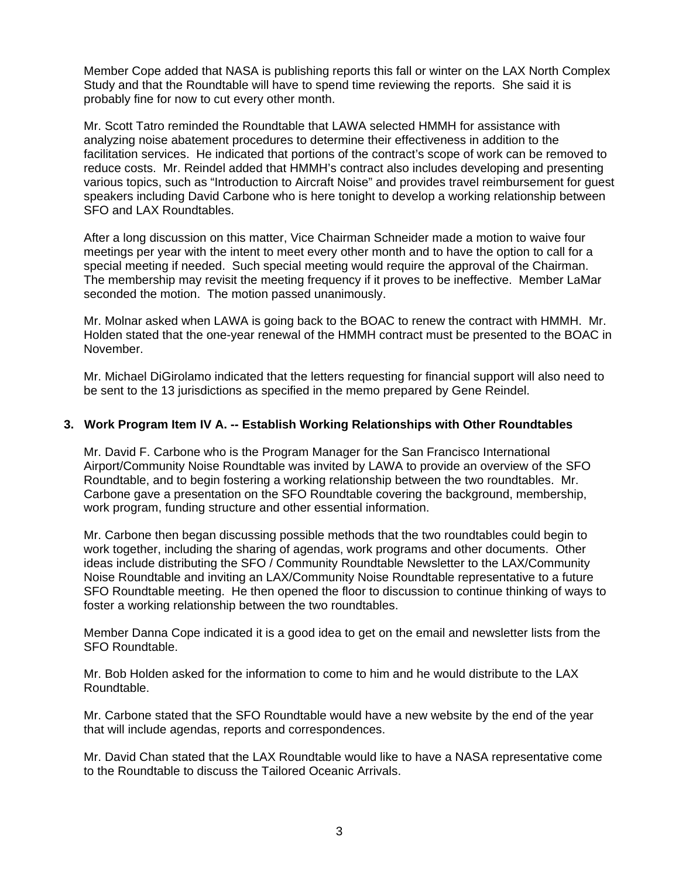Member Cope added that NASA is publishing reports this fall or winter on the LAX North Complex Study and that the Roundtable will have to spend time reviewing the reports. She said it is probably fine for now to cut every other month.

Mr. Scott Tatro reminded the Roundtable that LAWA selected HMMH for assistance with analyzing noise abatement procedures to determine their effectiveness in addition to the facilitation services. He indicated that portions of the contract's scope of work can be removed to reduce costs. Mr. Reindel added that HMMH's contract also includes developing and presenting various topics, such as "Introduction to Aircraft Noise" and provides travel reimbursement for guest speakers including David Carbone who is here tonight to develop a working relationship between SFO and LAX Roundtables.

After a long discussion on this matter, Vice Chairman Schneider made a motion to waive four meetings per year with the intent to meet every other month and to have the option to call for a special meeting if needed. Such special meeting would require the approval of the Chairman. The membership may revisit the meeting frequency if it proves to be ineffective. Member LaMar seconded the motion. The motion passed unanimously.

Mr. Molnar asked when LAWA is going back to the BOAC to renew the contract with HMMH. Mr. Holden stated that the one-year renewal of the HMMH contract must be presented to the BOAC in November.

Mr. Michael DiGirolamo indicated that the letters requesting for financial support will also need to be sent to the 13 jurisdictions as specified in the memo prepared by Gene Reindel.

### 3. Work Program Item IV A. -- Establish Working Relationships with Other Roundtables

Mr. David F. Carbone who is the Program Manager for the San Francisco International Airport/Community Noise Roundtable was invited by LAWA to provide an overview of the SFO Roundtable, and to begin fostering a working relationship between the two roundtables. Mr. Carbone gave a presentation on the SFO Roundtable covering the background, membership, work program, funding structure and other essential information.

Mr. Carbone then began discussing possible methods that the two roundtables could begin to work together, including the sharing of agendas, work programs and other documents. Other ideas include distributing the SFO / Community Roundtable Newsletter to the LAX/Community Noise Roundtable and inviting an LAX/Community Noise Roundtable representative to a future SFO Roundtable meeting. He then opened the floor to discussion to continue thinking of ways to foster a working relationship between the two roundtables.

Member Danna Cope indicated it is a good idea to get on the email and newsletter lists from the SFO Roundtable.

Mr. Bob Holden asked for the information to come to him and he would distribute to the LAX Roundtable.

Mr. Carbone stated that the SFO Roundtable would have a new website by the end of the year that will include agendas, reports and correspondences.

Mr. David Chan stated that the LAX Roundtable would like to have a NASA representative come to the Roundtable to discuss the Tailored Oceanic Arrivals.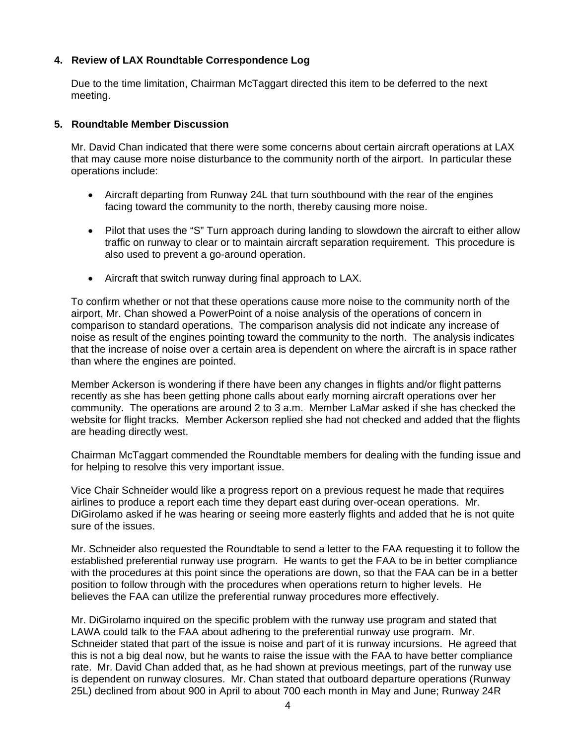## 4. Review of LAX Roundtable Correspondence Log

Due to the time limitation, Chairman McTaggart directed this item to be deferred to the next meeting.

## 5. Roundtable Member Discussion

Mr. David Chan indicated that there were some concerns about certain aircraft operations at LAX that may cause more noise disturbance to the community north of the airport. In particular these operations include:

- Aircraft departing from Runway 24L that turn southbound with the rear of the engines facing toward the community to the north, thereby causing more noise.
- Pilot that uses the "S" Turn approach during landing to slowdown the aircraft to either allow traffic on runway to clear or to maintain aircraft separation requirement. This procedure is also used to prevent a go-around operation.
- Aircraft that switch runway during final approach to LAX.

To confirm whether or not that these operations cause more noise to the community north of the airport, Mr. Chan showed a PowerPoint of a noise analysis of the operations of concern in comparison to standard operations. The comparison analysis did not indicate any increase of noise as result of the engines pointing toward the community to the north. The analysis indicates that the increase of noise over a certain area is dependent on where the aircraft is in space rather than where the engines are pointed.

Member Ackerson is wondering if there have been any changes in flights and/or flight patterns recently as she has been getting phone calls about early morning aircraft operations over her community. The operations are around 2 to 3 a.m. Member LaMar asked if she has checked the website for flight tracks. Member Ackerson replied she had not checked and added that the flights are heading directly west.

Chairman McTaggart commended the Roundtable members for dealing with the funding issue and for helping to resolve this very important issue.

Vice Chair Schneider would like a progress report on a previous request he made that requires airlines to produce a report each time they depart east during over-ocean operations. Mr. DiGirolamo asked if he was hearing or seeing more easterly flights and added that he is not quite sure of the issues.

Mr. Schneider also requested the Roundtable to send a letter to the FAA requesting it to follow the established preferential runway use program. He wants to get the FAA to be in better compliance with the procedures at this point since the operations are down, so that the FAA can be in a better position to follow through with the procedures when operations return to higher levels. He believes the FAA can utilize the preferential runway procedures more effectively.

Mr. DiGirolamo inquired on the specific problem with the runway use program and stated that LAWA could talk to the FAA about adhering to the preferential runway use program. Mr. Schneider stated that part of the issue is noise and part of it is runway incursions. He agreed that this is not a big deal now, but he wants to raise the issue with the FAA to have better compliance rate. Mr. David Chan added that, as he had shown at previous meetings, part of the runway use is dependent on runway closures. Mr. Chan stated that outboard departure operations (Runway 25L) declined from about 900 in April to about 700 each month in May and June; Runway 24R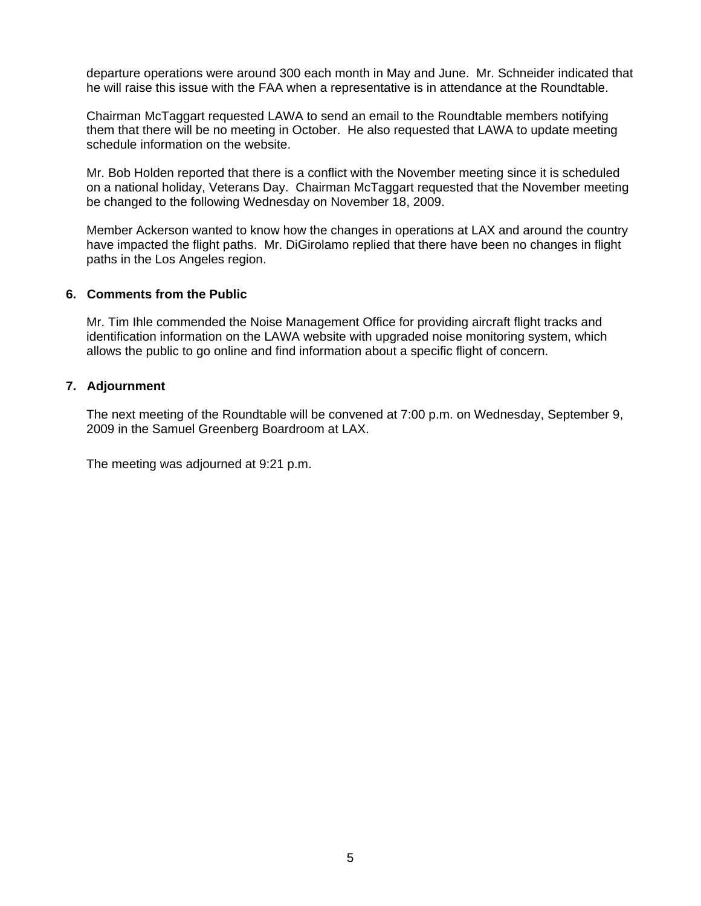departure operations were around 300 each month in May and June. Mr. Schneider indicated that he will raise this issue with the FAA when a representative is in attendance at the Roundtable.

Chairman McTaggart requested LAWA to send an email to the Roundtable members notifying them that there will be no meeting in October. He also requested that LAWA to update meeting schedule information on the website.

Mr. Bob Holden reported that there is a conflict with the November meeting since it is scheduled on a national holiday, Veterans Day. Chairman McTaggart requested that the November meeting be changed to the following Wednesday on November 18, 2009.

Member Ackerson wanted to know how the changes in operations at LAX and around the country have impacted the flight paths. Mr. DiGirolamo replied that there have been no changes in flight paths in the Los Angeles region.

**6. Comments from the Public**

Mr. Tim Ihle commended the Noise Management Office for providing aircraft flight tracks and identification information on the LAWA website with upgraded noise monitoring system, which allows the public to go online and find information about a specific flight of concern.

**7. Adjournment**

The next meeting of the Roundtable will be convened at 7:00 p.m. on Wednesday, September 9, 2009 in the Samuel Greenberg Boardroom at LAX.

The meeting was adjourned at 9:21 p.m.